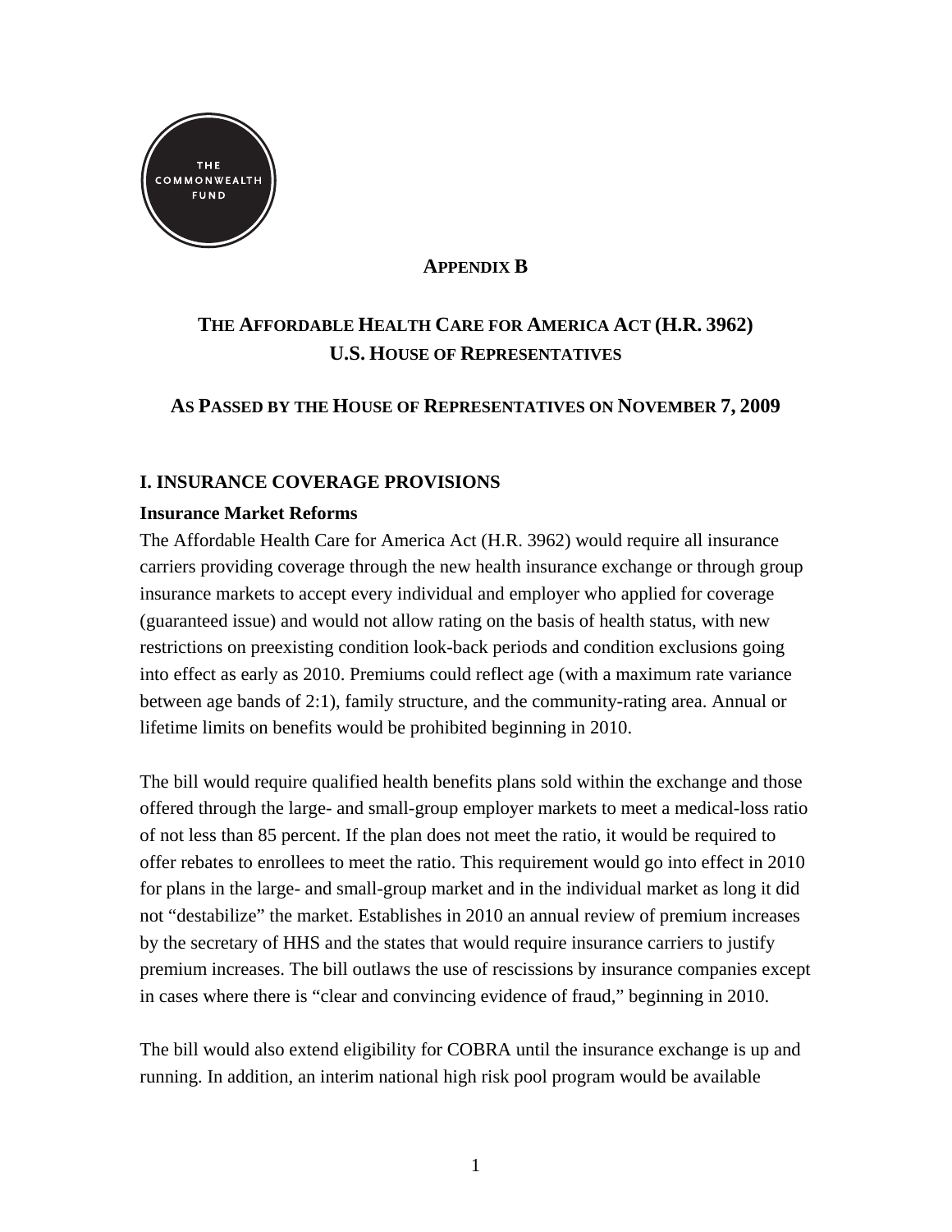## Appendix B

# The Affordable Health Care for America Act (H.R. 3962) U.S. House of Representatives

### As Passed by the House of Representatives on November 7, 2009

## I. INSURANCE COVERAGE PROVISIONS

### Insurance Market Reforms

The Affordable Health Care for America Act (H.R. 3962) would require all insurance carriers providing coverage through the new health insurance exchange or through group insurance markets to accept every individual and employer who applied for coverage (guaranteed issue) and would not allow rating on the basis of health status, with new restrictions on preexisting condition look-back periods and condition exclusions going into effect as early as 2010. Premiums could reflect age (with a maximum rate variance between age bands of 2:1), family structure, and the community-rating area. Annual or lifetime limits on benefits would be prohibited beginning in 2010.

The bill would require qualified health benefits plans sold within the exchange and those offered through the large- and small-group employer markets to meet a medical-loss ratio of not less than 85 percent. If the plan does not meet the ratio, it would be required to offer rebates to enrollees to meet the ratio. This requirement would go into effect in 2010 for plans in the large- and small-group market and in the individual market as long it did not "destabilize" the market. Establishes in 2010 an annual review of premium increases by the secretary of HHS and the states that would require insurance carriers to justify premium increases. The bill outlaws the use of rescissions by insurance companies except in cases where there is "clear and convincing evidence of fraud," beginning in 2010.

The bill would also extend eligibility for COBRA until the insurance exchange is up and running. In addition, an interim national high risk pool program would be available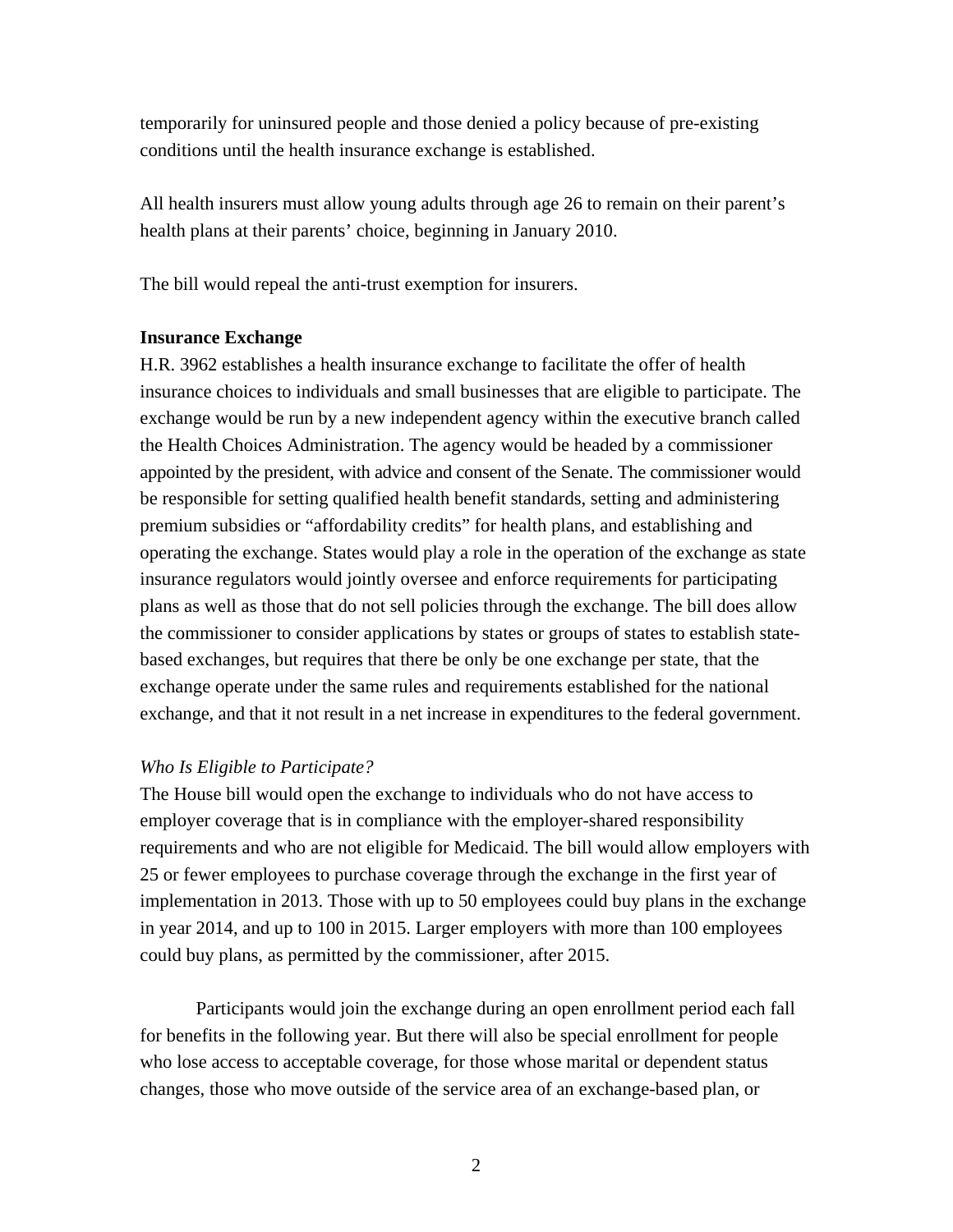temporarily for uninsured people and those denied a policy because of pre-existing conditions until the health insurance exchange is established.

All health insurers must allow young adults through age 26 to remain on their parent's health plans at their parents' choice, beginning in January 2010.

The bill would repeal the anti-trust exemption for insurers.

**Insurance Exchange**

H.R. 3962 establishes a health insurance exchange to facilitate the offer of health insurance choices to individuals and small businesses that are eligible to participate. The exchange would be run by a new independent agency within the executive branch called the Health Choices Administration. The agency would be headed by a commissioner appointed by the president, with advice and consent of the Senate. The commissioner would be responsible for setting qualified health benefit standards, setting and administering premium subsidies or "affordability credits" for health plans, and establishing and operating the exchange. States would play a role in the operation of the exchange as state insurance regulators would jointly oversee and enforce requirements for participating plans as well as those that do not sell policies through the exchange. The bill does allow the commissioner to consider applications by states or groups of states to establish state-based exchanges, but requires that there be only be one exchange per state, that the exchange operate under the same rules and requirements established for the national exchange, and that it not result in a net increase in expenditures to the federal government.

*Who Is Eligible to Participate?*

The House bill would open the exchange to individuals who do not have access to employer coverage that is in compliance with the employer-shared responsibility requirements and who are not eligible for Medicaid. The bill would allow employers with 25 or fewer employees to purchase coverage through the exchange in the first year of implementation in 2013. Those with up to 50 employees could buy plans in the exchange in year 2014, and up to 100 in 2015. Larger employers with more than 100 employees could buy plans, as permitted by the commissioner, after 2015.

Participants would join the exchange during an open enrollment period each fall for benefits in the following year. But there will also be special enrollment for people who lose access to acceptable coverage, for those whose marital or dependent status changes, those who move outside of the service area of an exchange-based plan, or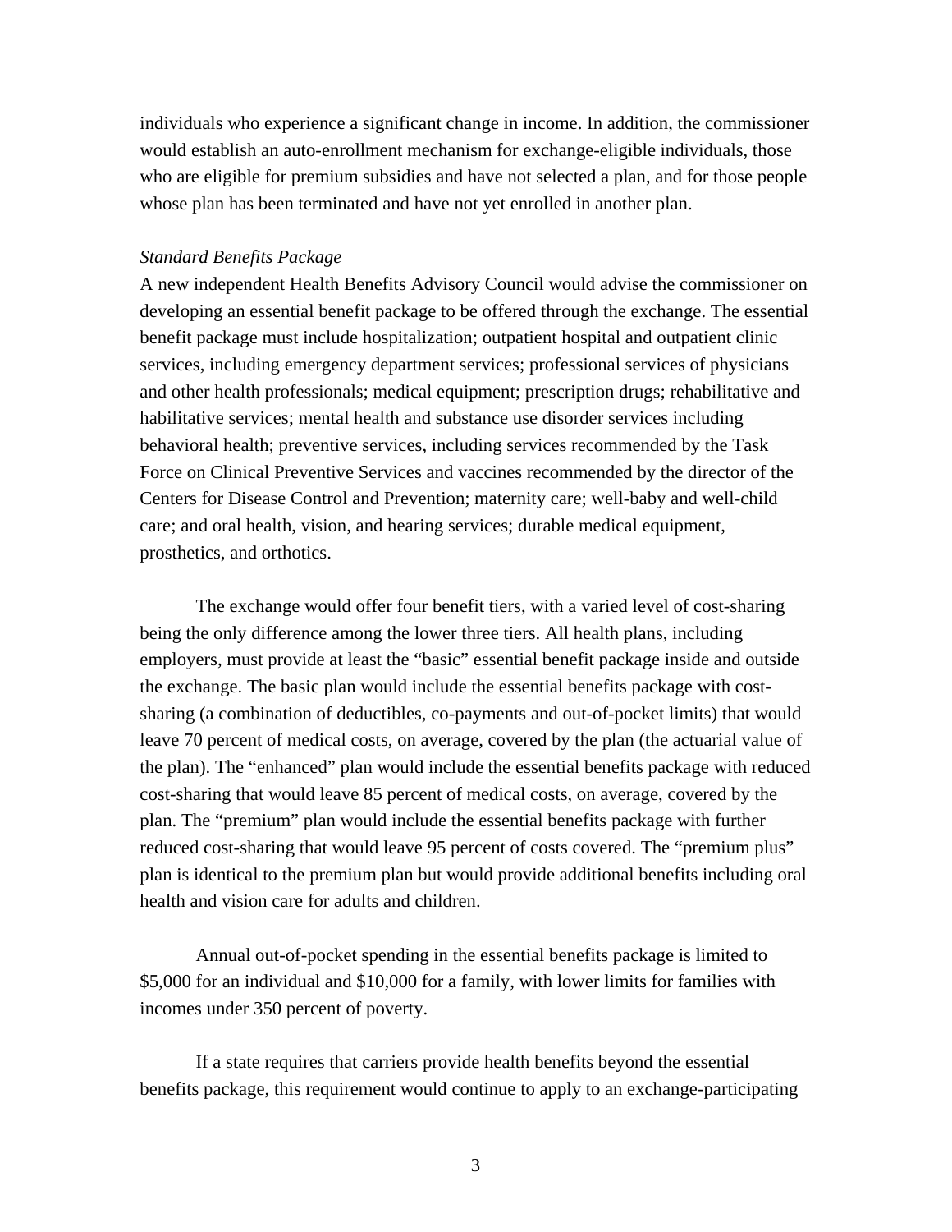individuals who experience a significant change in income. In addition, the commissioner would establish an auto-enrollment mechanism for exchange-eligible individuals, those who are eligible for premium subsidies and have not selected a plan, and for those people whose plan has been terminated and have not yet enrolled in another plan.

*Standard Benefits Package*

A new independent Health Benefits Advisory Council would advise the commissioner on developing an essential benefit package to be offered through the exchange. The essential benefit package must include hospitalization; outpatient hospital and outpatient clinic services, including emergency department services; professional services of physicians and other health professionals; medical equipment; prescription drugs; rehabilitative and habilitative services; mental health and substance use disorder services including behavioral health; preventive services, including services recommended by the Task Force on Clinical Preventive Services and vaccines recommended by the director of the Centers for Disease Control and Prevention; maternity care; well-baby and well-child care; and oral health, vision, and hearing services; durable medical equipment, prosthetics, and orthotics.

The exchange would offer four benefit tiers, with a varied level of cost-sharing being the only difference among the lower three tiers. All health plans, including employers, must provide at least the "basic" essential benefit package inside and outside the exchange. The basic plan would include the essential benefits package with cost-sharing (a combination of deductibles, co-payments and out-of-pocket limits) that would leave 70 percent of medical costs, on average, covered by the plan (the actuarial value of the plan). The "enhanced" plan would include the essential benefits package with reduced cost-sharing that would leave 85 percent of medical costs, on average, covered by the plan. The "premium" plan would include the essential benefits package with further reduced cost-sharing that would leave 95 percent of costs covered. The "premium plus" plan is identical to the premium plan but would provide additional benefits including oral health and vision care for adults and children.

Annual out-of-pocket spending in the essential benefits package is limited to $5,000 for an individual and $10,000 for a family, with lower limits for families with incomes under 350 percent of poverty.

If a state requires that carriers provide health benefits beyond the essential benefits package, this requirement would continue to apply to an exchange-participating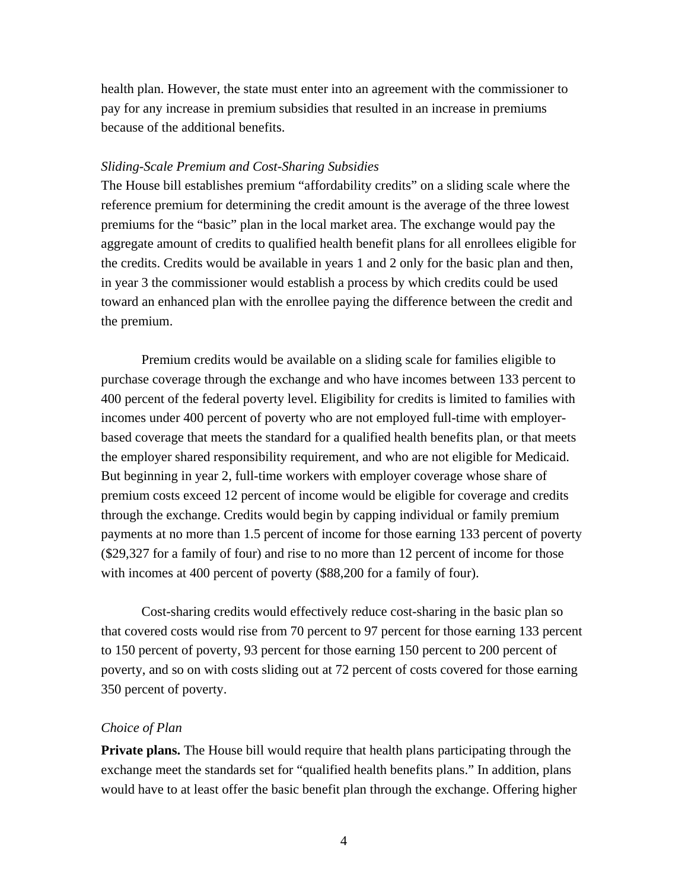health plan. However, the state must enter into an agreement with the commissioner to pay for any increase in premium subsidies that resulted in an increase in premiums because of the additional benefits.

*Sliding-Scale Premium and Cost-Sharing Subsidies*

The House bill establishes premium “affordability credits” on a sliding scale where the reference premium for determining the credit amount is the average of the three lowest premiums for the “basic” plan in the local market area. The exchange would pay the aggregate amount of credits to qualified health benefit plans for all enrollees eligible for the credits. Credits would be available in years 1 and 2 only for the basic plan and then, in year 3 the commissioner would establish a process by which credits could be used toward an enhanced plan with the enrollee paying the difference between the credit and the premium.

Premium credits would be available on a sliding scale for families eligible to purchase coverage through the exchange and who have incomes between 133 percent to 400 percent of the federal poverty level. Eligibility for credits is limited to families with incomes under 400 percent of poverty who are not employed full-time with employer-based coverage that meets the standard for a qualified health benefits plan, or that meets the employer shared responsibility requirement, and who are not eligible for Medicaid. But beginning in year 2, full-time workers with employer coverage whose share of premium costs exceed 12 percent of income would be eligible for coverage and credits through the exchange. Credits would begin by capping individual or family premium payments at no more than 1.5 percent of income for those earning 133 percent of poverty ($29,327 for a family of four) and rise to no more than 12 percent of income for those with incomes at 400 percent of poverty ($88,200 for a family of four).

Cost-sharing credits would effectively reduce cost-sharing in the basic plan so that covered costs would rise from 70 percent to 97 percent for those earning 133 percent to 150 percent of poverty, 93 percent for those earning 150 percent to 200 percent of poverty, and so on with costs sliding out at 72 percent of costs covered for those earning 350 percent of poverty.

*Choice of Plan*

**Private plans.** The House bill would require that health plans participating through the exchange meet the standards set for “qualified health benefits plans.” In addition, plans would have to at least offer the basic benefit plan through the exchange. Offering higher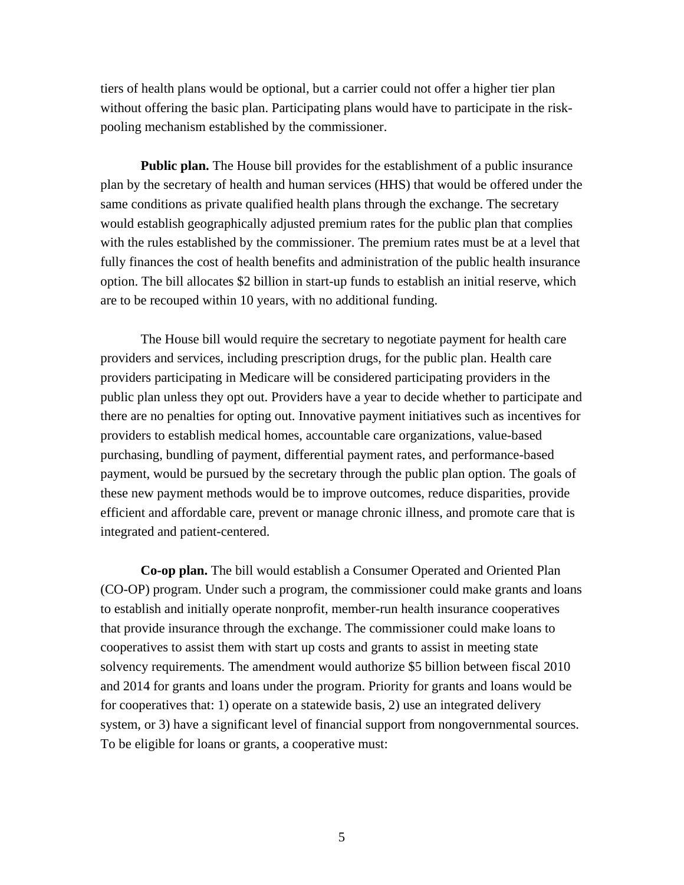tiers of health plans would be optional, but a carrier could not offer a higher tier plan without offering the basic plan. Participating plans would have to participate in the risk-pooling mechanism established by the commissioner.

**Public plan.** The House bill provides for the establishment of a public insurance plan by the secretary of health and human services (HHS) that would be offered under the same conditions as private qualified health plans through the exchange. The secretary would establish geographically adjusted premium rates for the public plan that complies with the rules established by the commissioner. The premium rates must be at a level that fully finances the cost of health benefits and administration of the public health insurance option. The bill allocates $2 billion in start-up funds to establish an initial reserve, which are to be recouped within 10 years, with no additional funding.

The House bill would require the secretary to negotiate payment for health care providers and services, including prescription drugs, for the public plan. Health care providers participating in Medicare will be considered participating providers in the public plan unless they opt out. Providers have a year to decide whether to participate and there are no penalties for opting out. Innovative payment initiatives such as incentives for providers to establish medical homes, accountable care organizations, value-based purchasing, bundling of payment, differential payment rates, and performance-based payment, would be pursued by the secretary through the public plan option. The goals of these new payment methods would be to improve outcomes, reduce disparities, provide efficient and affordable care, prevent or manage chronic illness, and promote care that is integrated and patient-centered.

**Co-op plan.** The bill would establish a Consumer Operated and Oriented Plan (CO-OP) program. Under such a program, the commissioner could make grants and loans to establish and initially operate nonprofit, member-run health insurance cooperatives that provide insurance through the exchange. The commissioner could make loans to cooperatives to assist them with start up costs and grants to assist in meeting state solvency requirements. The amendment would authorize $5 billion between fiscal 2010 and 2014 for grants and loans under the program. Priority for grants and loans would be for cooperatives that: 1) operate on a statewide basis, 2) use an integrated delivery system, or 3) have a significant level of financial support from nongovernmental sources. To be eligible for loans or grants, a cooperative must: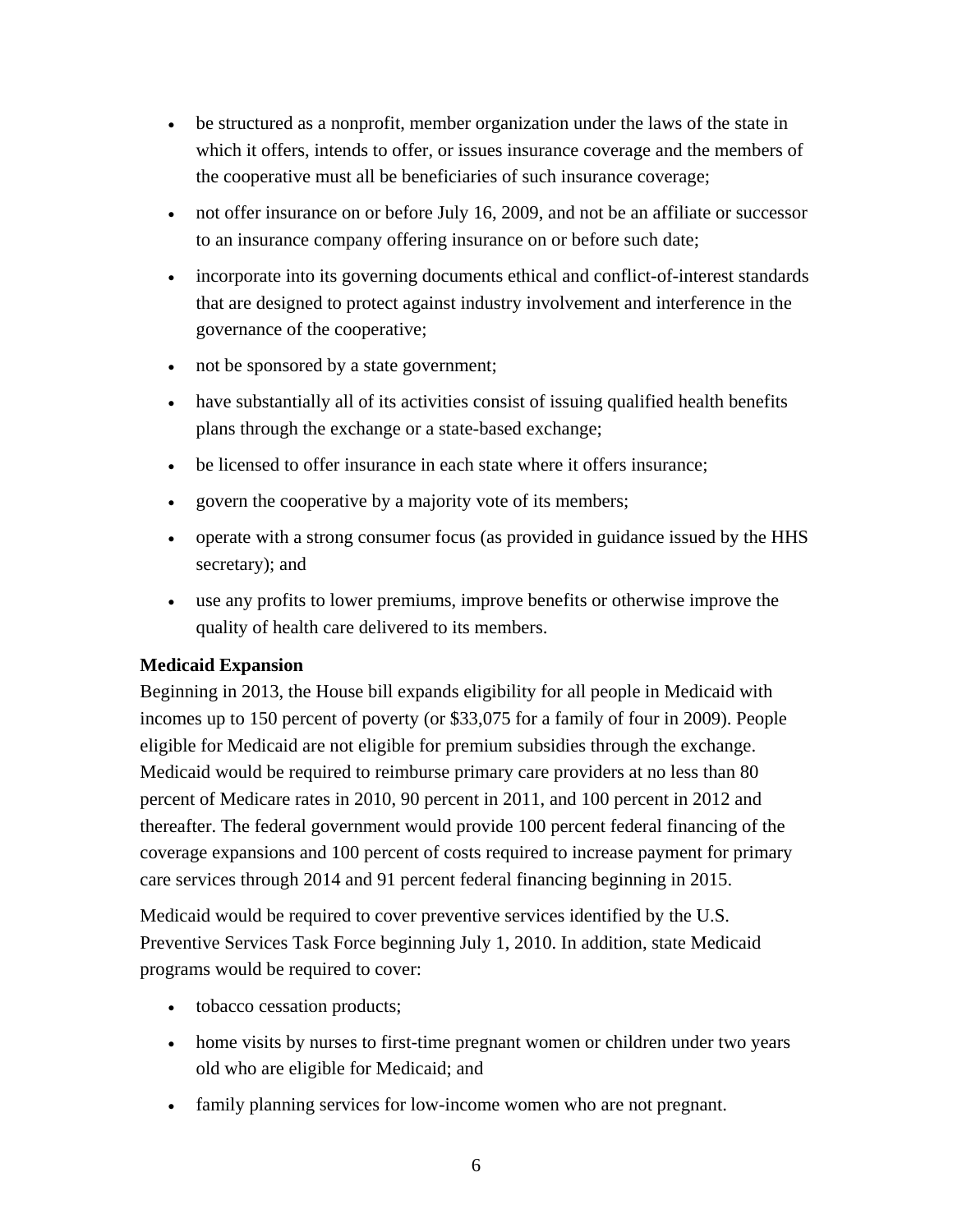- be structured as a nonprofit, member organization under the laws of the state in which it offers, intends to offer, or issues insurance coverage and the members of the cooperative must all be beneficiaries of such insurance coverage;
- not offer insurance on or before July 16, 2009, and not be an affiliate or successor to an insurance company offering insurance on or before such date;
- incorporate into its governing documents ethical and conflict-of-interest standards that are designed to protect against industry involvement and interference in the governance of the cooperative;
- not be sponsored by a state government;
- have substantially all of its activities consist of issuing qualified health benefits plans through the exchange or a state-based exchange;
- be licensed to offer insurance in each state where it offers insurance;
- govern the cooperative by a majority vote of its members;
- operate with a strong consumer focus (as provided in guidance issued by the HHS secretary); and
- use any profits to lower premiums, improve benefits or otherwise improve the quality of health care delivered to its members.

**Medicaid Expansion**

Beginning in 2013, the House bill expands eligibility for all people in Medicaid with incomes up to 150 percent of poverty (or $33,075 for a family of four in 2009). People eligible for Medicaid are not eligible for premium subsidies through the exchange. Medicaid would be required to reimburse primary care providers at no less than 80 percent of Medicare rates in 2010, 90 percent in 2011, and 100 percent in 2012 and thereafter. The federal government would provide 100 percent federal financing of the coverage expansions and 100 percent of costs required to increase payment for primary care services through 2014 and 91 percent federal financing beginning in 2015.

Medicaid would be required to cover preventive services identified by the U.S. Preventive Services Task Force beginning July 1, 2010. In addition, state Medicaid programs would be required to cover:

- tobacco cessation products;
- home visits by nurses to first-time pregnant women or children under two years old who are eligible for Medicaid; and
- family planning services for low-income women who are not pregnant.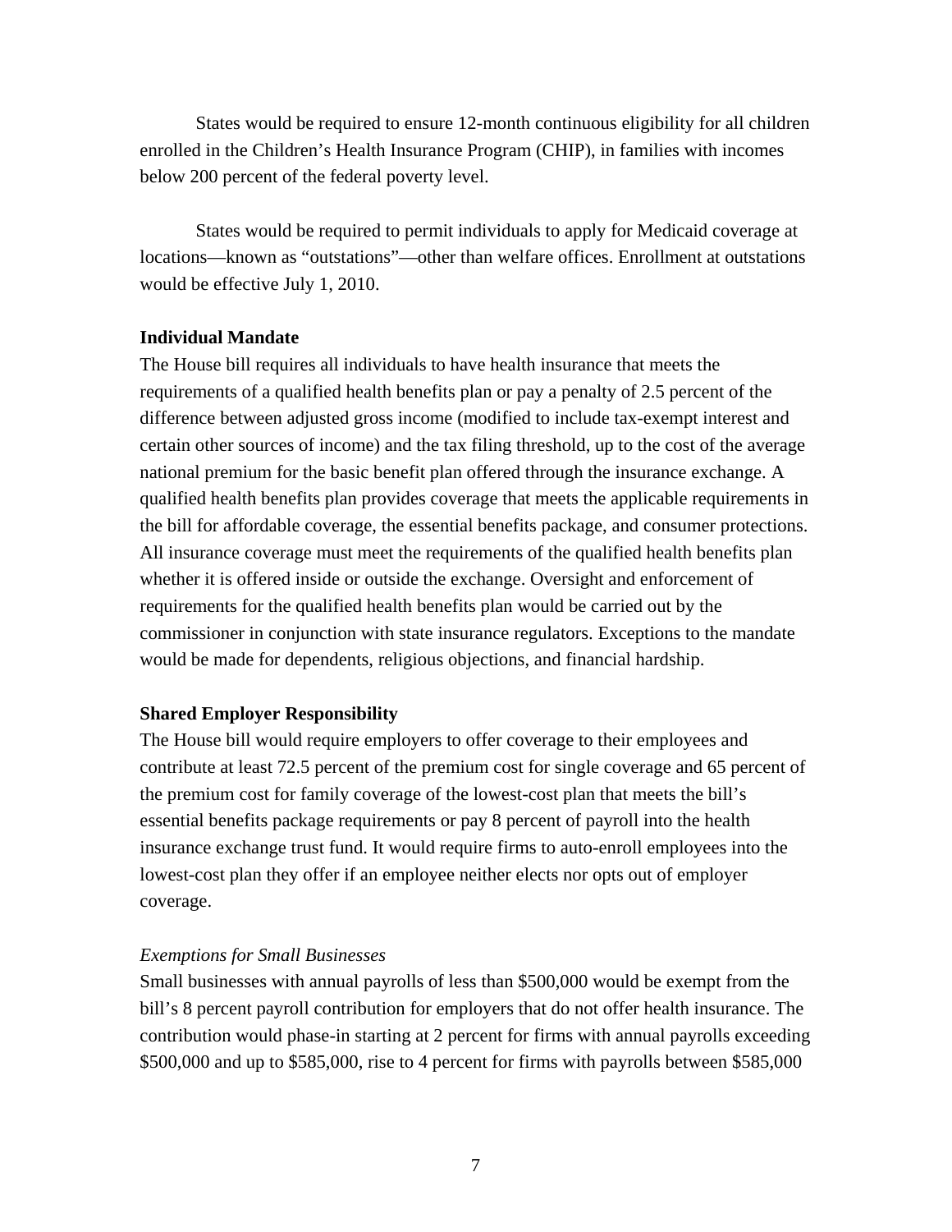States would be required to ensure 12-month continuous eligibility for all children enrolled in the Children's Health Insurance Program (CHIP), in families with incomes below 200 percent of the federal poverty level.

States would be required to permit individuals to apply for Medicaid coverage at locations—known as "outstations"—other than welfare offices. Enrollment at outstations would be effective July 1, 2010.

**Individual Mandate**

The House bill requires all individuals to have health insurance that meets the requirements of a qualified health benefits plan or pay a penalty of 2.5 percent of the difference between adjusted gross income (modified to include tax-exempt interest and certain other sources of income) and the tax filing threshold, up to the cost of the average national premium for the basic benefit plan offered through the insurance exchange. A qualified health benefits plan provides coverage that meets the applicable requirements in the bill for affordable coverage, the essential benefits package, and consumer protections. All insurance coverage must meet the requirements of the qualified health benefits plan whether it is offered inside or outside the exchange. Oversight and enforcement of requirements for the qualified health benefits plan would be carried out by the commissioner in conjunction with state insurance regulators. Exceptions to the mandate would be made for dependents, religious objections, and financial hardship.

**Shared Employer Responsibility**

The House bill would require employers to offer coverage to their employees and contribute at least 72.5 percent of the premium cost for single coverage and 65 percent of the premium cost for family coverage of the lowest-cost plan that meets the bill's essential benefits package requirements or pay 8 percent of payroll into the health insurance exchange trust fund. It would require firms to auto-enroll employees into the lowest-cost plan they offer if an employee neither elects nor opts out of employer coverage.

*Exemptions for Small Businesses*

Small businesses with annual payrolls of less than $500,000 would be exempt from the bill's 8 percent payroll contribution for employers that do not offer health insurance. The contribution would phase-in starting at 2 percent for firms with annual payrolls exceeding $500,000 and up to $585,000, rise to 4 percent for firms with payrolls between $585,000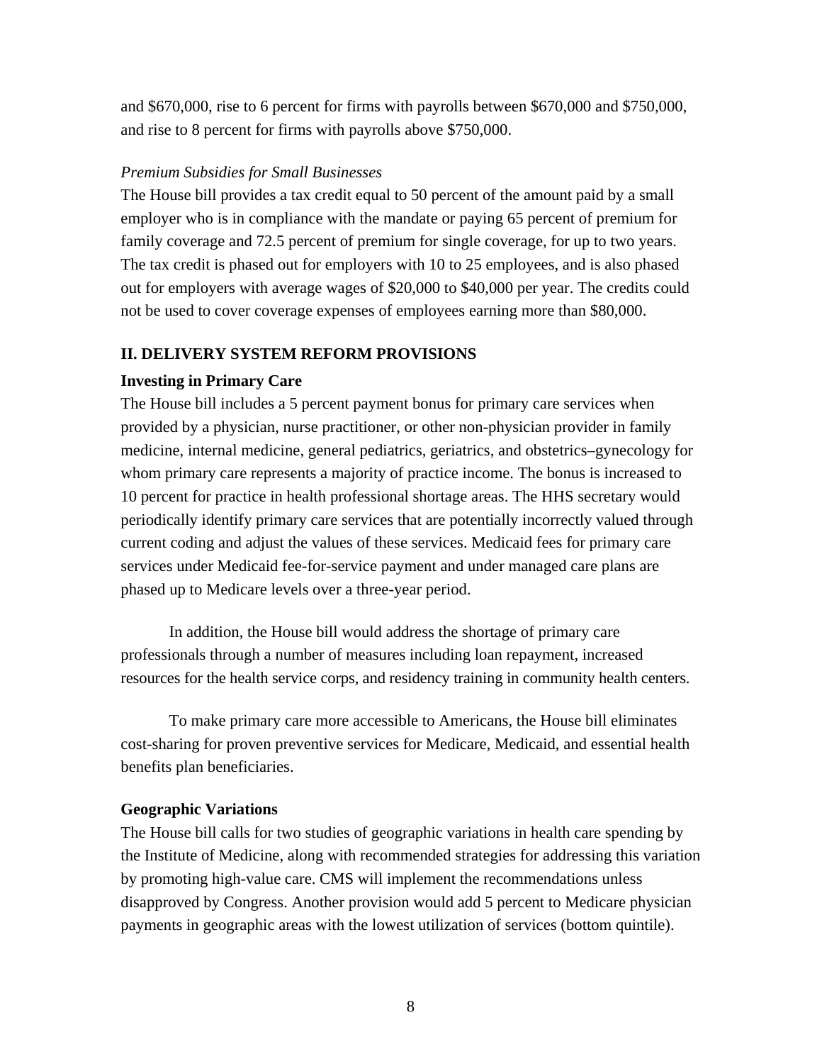and $670,000, rise to 6 percent for firms with payrolls between $670,000 and $750,000, and rise to 8 percent for firms with payrolls above $750,000.

*Premium Subsidies for Small Businesses*

The House bill provides a tax credit equal to 50 percent of the amount paid by a small employer who is in compliance with the mandate or paying 65 percent of premium for family coverage and 72.5 percent of premium for single coverage, for up to two years. The tax credit is phased out for employers with 10 to 25 employees, and is also phased out for employers with average wages of $20,000 to $40,000 per year. The credits could not be used to cover coverage expenses of employees earning more than $80,000.

## II. DELIVERY SYSTEM REFORM PROVISIONS

### Investing in Primary Care

The House bill includes a 5 percent payment bonus for primary care services when provided by a physician, nurse practitioner, or other non-physician provider in family medicine, internal medicine, general pediatrics, geriatrics, and obstetrics–gynecology for whom primary care represents a majority of practice income. The bonus is increased to 10 percent for practice in health professional shortage areas. The HHS secretary would periodically identify primary care services that are potentially incorrectly valued through current coding and adjust the values of these services. Medicaid fees for primary care services under Medicaid fee-for-service payment and under managed care plans are phased up to Medicare levels over a three-year period.

In addition, the House bill would address the shortage of primary care professionals through a number of measures including loan repayment, increased resources for the health service corps, and residency training in community health centers.

To make primary care more accessible to Americans, the House bill eliminates cost-sharing for proven preventive services for Medicare, Medicaid, and essential health benefits plan beneficiaries.

### Geographic Variations

The House bill calls for two studies of geographic variations in health care spending by the Institute of Medicine, along with recommended strategies for addressing this variation by promoting high-value care. CMS will implement the recommendations unless disapproved by Congress. Another provision would add 5 percent to Medicare physician payments in geographic areas with the lowest utilization of services (bottom quintile).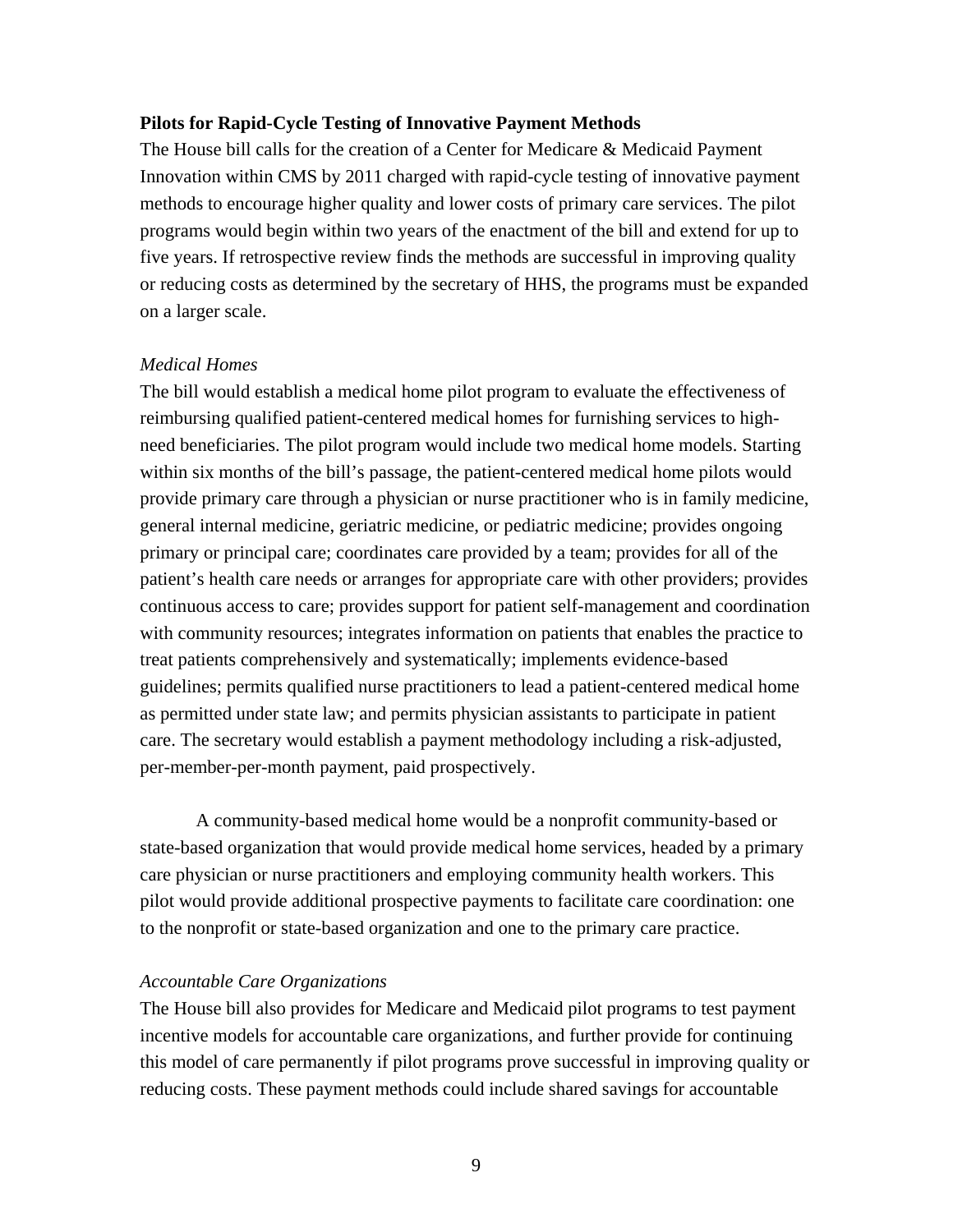**Pilots for Rapid-Cycle Testing of Innovative Payment Methods**

The House bill calls for the creation of a Center for Medicare & Medicaid Payment Innovation within CMS by 2011 charged with rapid-cycle testing of innovative payment methods to encourage higher quality and lower costs of primary care services. The pilot programs would begin within two years of the enactment of the bill and extend for up to five years. If retrospective review finds the methods are successful in improving quality or reducing costs as determined by the secretary of HHS, the programs must be expanded on a larger scale.

*Medical Homes*

The bill would establish a medical home pilot program to evaluate the effectiveness of reimbursing qualified patient-centered medical homes for furnishing services to high-need beneficiaries. The pilot program would include two medical home models. Starting within six months of the bill's passage, the patient-centered medical home pilots would provide primary care through a physician or nurse practitioner who is in family medicine, general internal medicine, geriatric medicine, or pediatric medicine; provides ongoing primary or principal care; coordinates care provided by a team; provides for all of the patient's health care needs or arranges for appropriate care with other providers; provides continuous access to care; provides support for patient self-management and coordination with community resources; integrates information on patients that enables the practice to treat patients comprehensively and systematically; implements evidence-based guidelines; permits qualified nurse practitioners to lead a patient-centered medical home as permitted under state law; and permits physician assistants to participate in patient care. The secretary would establish a payment methodology including a risk-adjusted, per-member-per-month payment, paid prospectively.

A community-based medical home would be a nonprofit community-based or state-based organization that would provide medical home services, headed by a primary care physician or nurse practitioners and employing community health workers. This pilot would provide additional prospective payments to facilitate care coordination: one to the nonprofit or state-based organization and one to the primary care practice.

*Accountable Care Organizations*

The House bill also provides for Medicare and Medicaid pilot programs to test payment incentive models for accountable care organizations, and further provide for continuing this model of care permanently if pilot programs prove successful in improving quality or reducing costs. These payment methods could include shared savings for accountable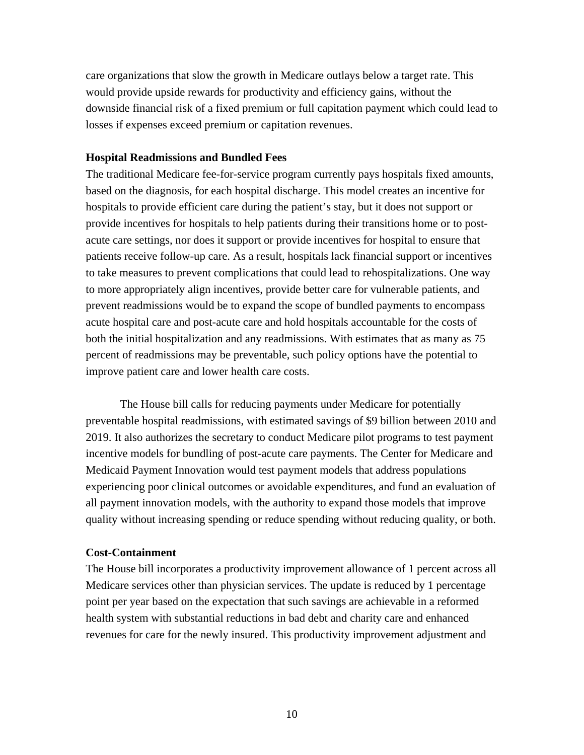care organizations that slow the growth in Medicare outlays below a target rate. This would provide upside rewards for productivity and efficiency gains, without the downside financial risk of a fixed premium or full capitation payment which could lead to losses if expenses exceed premium or capitation revenues.

**Hospital Readmissions and Bundled Fees**

The traditional Medicare fee-for-service program currently pays hospitals fixed amounts, based on the diagnosis, for each hospital discharge. This model creates an incentive for hospitals to provide efficient care during the patient's stay, but it does not support or provide incentives for hospitals to help patients during their transitions home or to post-acute care settings, nor does it support or provide incentives for hospital to ensure that patients receive follow-up care. As a result, hospitals lack financial support or incentives to take measures to prevent complications that could lead to rehospitalizations. One way to more appropriately align incentives, provide better care for vulnerable patients, and prevent readmissions would be to expand the scope of bundled payments to encompass acute hospital care and post-acute care and hold hospitals accountable for the costs of both the initial hospitalization and any readmissions. With estimates that as many as 75 percent of readmissions may be preventable, such policy options have the potential to improve patient care and lower health care costs.

The House bill calls for reducing payments under Medicare for potentially preventable hospital readmissions, with estimated savings of $9 billion between 2010 and 2019. It also authorizes the secretary to conduct Medicare pilot programs to test payment incentive models for bundling of post-acute care payments. The Center for Medicare and Medicaid Payment Innovation would test payment models that address populations experiencing poor clinical outcomes or avoidable expenditures, and fund an evaluation of all payment innovation models, with the authority to expand those models that improve quality without increasing spending or reduce spending without reducing quality, or both.

**Cost-Containment**

The House bill incorporates a productivity improvement allowance of 1 percent across all Medicare services other than physician services. The update is reduced by 1 percentage point per year based on the expectation that such savings are achievable in a reformed health system with substantial reductions in bad debt and charity care and enhanced revenues for care for the newly insured. This productivity improvement adjustment and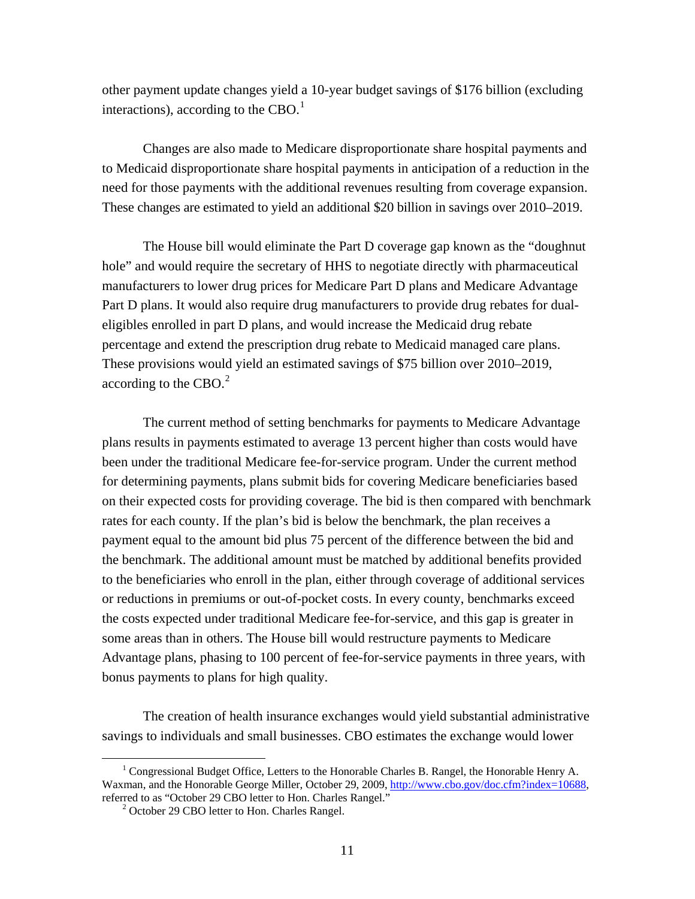other payment update changes yield a 10-year budget savings of $176 billion (excluding interactions), according to the CBO.[1]

Changes are also made to Medicare disproportionate share hospital payments and to Medicaid disproportionate share hospital payments in anticipation of a reduction in the need for those payments with the additional revenues resulting from coverage expansion. These changes are estimated to yield an additional $20 billion in savings over 2010–2019.

The House bill would eliminate the Part D coverage gap known as the "doughnut hole" and would require the secretary of HHS to negotiate directly with pharmaceutical manufacturers to lower drug prices for Medicare Part D plans and Medicare Advantage Part D plans. It would also require drug manufacturers to provide drug rebates for dual-eligibles enrolled in part D plans, and would increase the Medicaid drug rebate percentage and extend the prescription drug rebate to Medicaid managed care plans. These provisions would yield an estimated savings of $75 billion over 2010–2019, according to the CBO.[2]

The current method of setting benchmarks for payments to Medicare Advantage plans results in payments estimated to average 13 percent higher than costs would have been under the traditional Medicare fee-for-service program. Under the current method for determining payments, plans submit bids for covering Medicare beneficiaries based on their expected costs for providing coverage. The bid is then compared with benchmark rates for each county. If the plan's bid is below the benchmark, the plan receives a payment equal to the amount bid plus 75 percent of the difference between the bid and the benchmark. The additional amount must be matched by additional benefits provided to the beneficiaries who enroll in the plan, either through coverage of additional services or reductions in premiums or out-of-pocket costs. In every county, benchmarks exceed the costs expected under traditional Medicare fee-for-service, and this gap is greater in some areas than in others. The House bill would restructure payments to Medicare Advantage plans, phasing to 100 percent of fee-for-service payments in three years, with bonus payments to plans for high quality.

The creation of health insurance exchanges would yield substantial administrative savings to individuals and small businesses. CBO estimates the exchange would lower

---

[1] Congressional Budget Office, Letters to the Honorable Charles B. Rangel, the Honorable Henry A. Waxman, and the Honorable George Miller, October 29, 2009, http://www.cbo.gov/doc.cfm?index=10688, referred to as "October 29 CBO letter to Hon. Charles Rangel."

[2] October 29 CBO letter to Hon. Charles Rangel.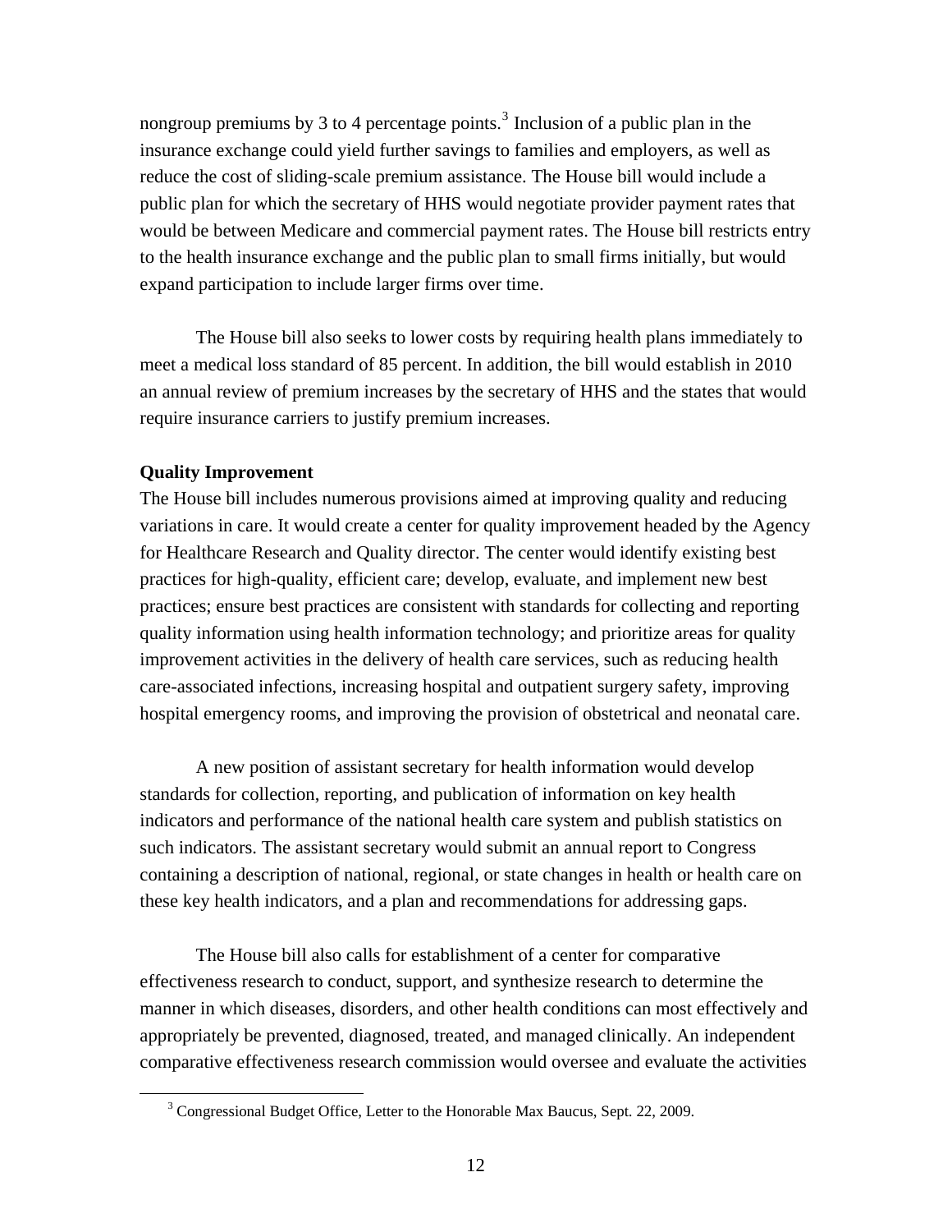nongroup premiums by 3 to 4 percentage points.[3] Inclusion of a public plan in the insurance exchange could yield further savings to families and employers, as well as reduce the cost of sliding-scale premium assistance. The House bill would include a public plan for which the secretary of HHS would negotiate provider payment rates that would be between Medicare and commercial payment rates. The House bill restricts entry to the health insurance exchange and the public plan to small firms initially, but would expand participation to include larger firms over time.

The House bill also seeks to lower costs by requiring health plans immediately to meet a medical loss standard of 85 percent. In addition, the bill would establish in 2010 an annual review of premium increases by the secretary of HHS and the states that would require insurance carriers to justify premium increases.

**Quality Improvement**

The House bill includes numerous provisions aimed at improving quality and reducing variations in care. It would create a center for quality improvement headed by the Agency for Healthcare Research and Quality director. The center would identify existing best practices for high-quality, efficient care; develop, evaluate, and implement new best practices; ensure best practices are consistent with standards for collecting and reporting quality information using health information technology; and prioritize areas for quality improvement activities in the delivery of health care services, such as reducing health care-associated infections, increasing hospital and outpatient surgery safety, improving hospital emergency rooms, and improving the provision of obstetrical and neonatal care.

A new position of assistant secretary for health information would develop standards for collection, reporting, and publication of information on key health indicators and performance of the national health care system and publish statistics on such indicators. The assistant secretary would submit an annual report to Congress containing a description of national, regional, or state changes in health or health care on these key health indicators, and a plan and recommendations for addressing gaps.

The House bill also calls for establishment of a center for comparative effectiveness research to conduct, support, and synthesize research to determine the manner in which diseases, disorders, and other health conditions can most effectively and appropriately be prevented, diagnosed, treated, and managed clinically. An independent comparative effectiveness research commission would oversee and evaluate the activities

---

[3] Congressional Budget Office, Letter to the Honorable Max Baucus, Sept. 22, 2009.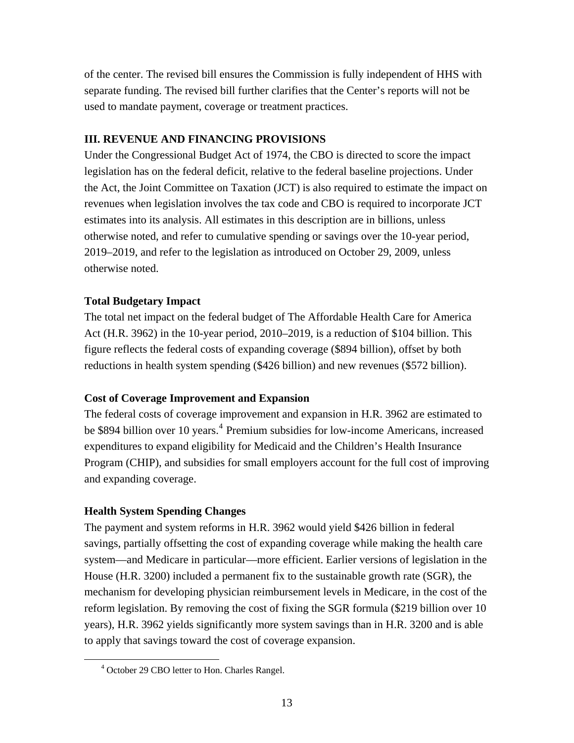of the center. The revised bill ensures the Commission is fully independent of HHS with separate funding. The revised bill further clarifies that the Center's reports will not be used to mandate payment, coverage or treatment practices.

## III. REVENUE AND FINANCING PROVISIONS

Under the Congressional Budget Act of 1974, the CBO is directed to score the impact legislation has on the federal deficit, relative to the federal baseline projections. Under the Act, the Joint Committee on Taxation (JCT) is also required to estimate the impact on revenues when legislation involves the tax code and CBO is required to incorporate JCT estimates into its analysis. All estimates in this description are in billions, unless otherwise noted, and refer to cumulative spending or savings over the 10-year period, 2019–2019, and refer to the legislation as introduced on October 29, 2009, unless otherwise noted.

### Total Budgetary Impact

The total net impact on the federal budget of The Affordable Health Care for America Act (H.R. 3962) in the 10-year period, 2010–2019, is a reduction of $104 billion. This figure reflects the federal costs of expanding coverage ($894 billion), offset by both reductions in health system spending ($426 billion) and new revenues ($572 billion).

### Cost of Coverage Improvement and Expansion

The federal costs of coverage improvement and expansion in H.R. 3962 are estimated to be $894 billion over 10 years.[4] Premium subsidies for low-income Americans, increased expenditures to expand eligibility for Medicaid and the Children's Health Insurance Program (CHIP), and subsidies for small employers account for the full cost of improving and expanding coverage.

### Health System Spending Changes

The payment and system reforms in H.R. 3962 would yield $426 billion in federal savings, partially offsetting the cost of expanding coverage while making the health care system—and Medicare in particular—more efficient. Earlier versions of legislation in the House (H.R. 3200) included a permanent fix to the sustainable growth rate (SGR), the mechanism for developing physician reimbursement levels in Medicare, in the cost of the reform legislation. By removing the cost of fixing the SGR formula ($219 billion over 10 years), H.R. 3962 yields significantly more system savings than in H.R. 3200 and is able to apply that savings toward the cost of coverage expansion.

[4] October 29 CBO letter to Hon. Charles Rangel.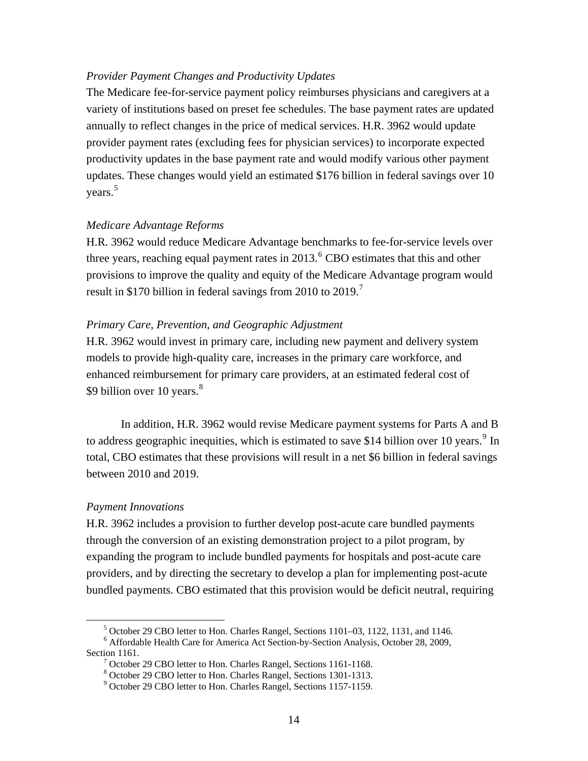*Provider Payment Changes and Productivity Updates*

The Medicare fee-for-service payment policy reimburses physicians and caregivers at a variety of institutions based on preset fee schedules. The base payment rates are updated annually to reflect changes in the price of medical services. H.R. 3962 would update provider payment rates (excluding fees for physician services) to incorporate expected productivity updates in the base payment rate and would modify various other payment updates. These changes would yield an estimated $176 billion in federal savings over 10 years.[5]

*Medicare Advantage Reforms*

H.R. 3962 would reduce Medicare Advantage benchmarks to fee-for-service levels over three years, reaching equal payment rates in 2013.[6] CBO estimates that this and other provisions to improve the quality and equity of the Medicare Advantage program would result in $170 billion in federal savings from 2010 to 2019.[7]

*Primary Care, Prevention, and Geographic Adjustment*

H.R. 3962 would invest in primary care, including new payment and delivery system models to provide high-quality care, increases in the primary care workforce, and enhanced reimbursement for primary care providers, at an estimated federal cost of $9 billion over 10 years.[8]

In addition, H.R. 3962 would revise Medicare payment systems for Parts A and B to address geographic inequities, which is estimated to save $14 billion over 10 years.[9] In total, CBO estimates that these provisions will result in a net $6 billion in federal savings between 2010 and 2019.

*Payment Innovations*

H.R. 3962 includes a provision to further develop post-acute care bundled payments through the conversion of an existing demonstration project to a pilot program, by expanding the program to include bundled payments for hospitals and post-acute care providers, and by directing the secretary to develop a plan for implementing post-acute bundled payments. CBO estimated that this provision would be deficit neutral, requiring

---

[5] October 29 CBO letter to Hon. Charles Rangel, Sections 1101–03, 1122, 1131, and 1146.

[6] Affordable Health Care for America Act Section-by-Section Analysis, October 28, 2009, Section 1161.

[7] October 29 CBO letter to Hon. Charles Rangel, Sections 1161-1168.

[8] October 29 CBO letter to Hon. Charles Rangel, Sections 1301-1313.

[9] October 29 CBO letter to Hon. Charles Rangel, Sections 1157-1159.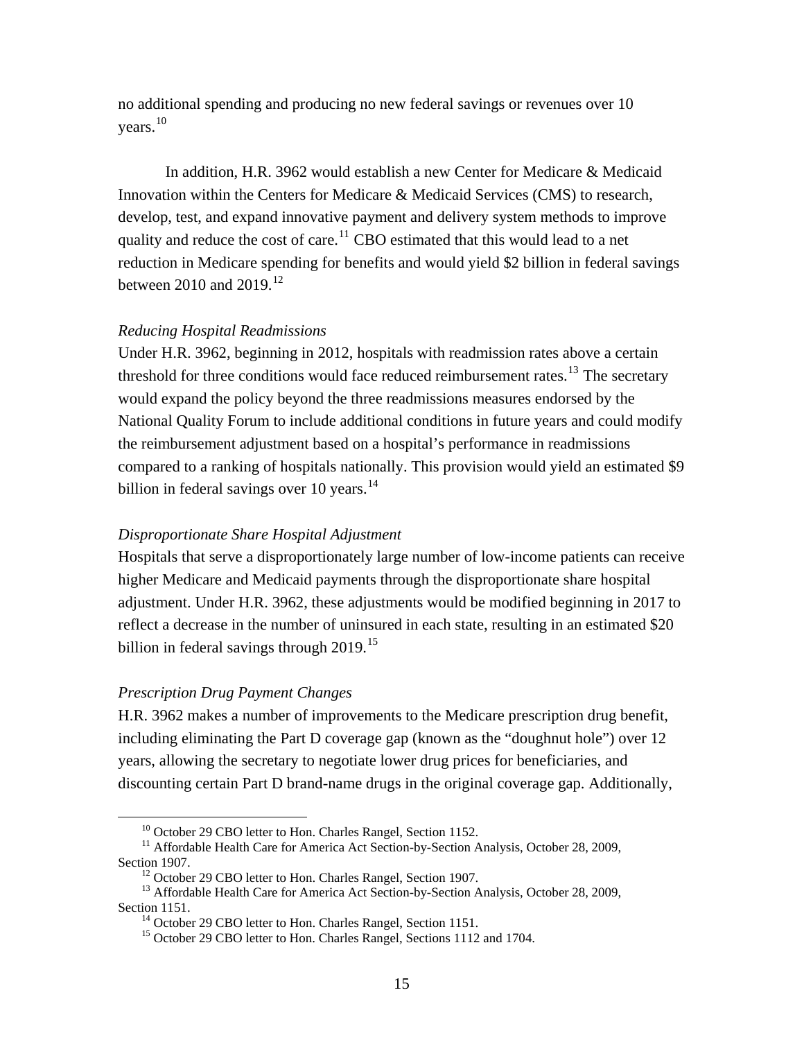no additional spending and producing no new federal savings or revenues over 10 years.[10]

In addition, H.R. 3962 would establish a new Center for Medicare & Medicaid Innovation within the Centers for Medicare & Medicaid Services (CMS) to research, develop, test, and expand innovative payment and delivery system methods to improve quality and reduce the cost of care.[11] CBO estimated that this would lead to a net reduction in Medicare spending for benefits and would yield $2 billion in federal savings between 2010 and 2019.[12]

*Reducing Hospital Readmissions*

Under H.R. 3962, beginning in 2012, hospitals with readmission rates above a certain threshold for three conditions would face reduced reimbursement rates.[13] The secretary would expand the policy beyond the three readmissions measures endorsed by the National Quality Forum to include additional conditions in future years and could modify the reimbursement adjustment based on a hospital's performance in readmissions compared to a ranking of hospitals nationally. This provision would yield an estimated $9 billion in federal savings over 10 years.[14]

*Disproportionate Share Hospital Adjustment*

Hospitals that serve a disproportionately large number of low-income patients can receive higher Medicare and Medicaid payments through the disproportionate share hospital adjustment. Under H.R. 3962, these adjustments would be modified beginning in 2017 to reflect a decrease in the number of uninsured in each state, resulting in an estimated $20 billion in federal savings through 2019.[15]

*Prescription Drug Payment Changes*

H.R. 3962 makes a number of improvements to the Medicare prescription drug benefit, including eliminating the Part D coverage gap (known as the "doughnut hole") over 12 years, allowing the secretary to negotiate lower drug prices for beneficiaries, and discounting certain Part D brand-name drugs in the original coverage gap. Additionally,

---

[10] October 29 CBO letter to Hon. Charles Rangel, Section 1152.

[11] Affordable Health Care for America Act Section-by-Section Analysis, October 28, 2009, Section 1907.

[12] October 29 CBO letter to Hon. Charles Rangel, Section 1907.

[13] Affordable Health Care for America Act Section-by-Section Analysis, October 28, 2009, Section 1151.

[14] October 29 CBO letter to Hon. Charles Rangel, Section 1151.

[15] October 29 CBO letter to Hon. Charles Rangel, Sections 1112 and 1704.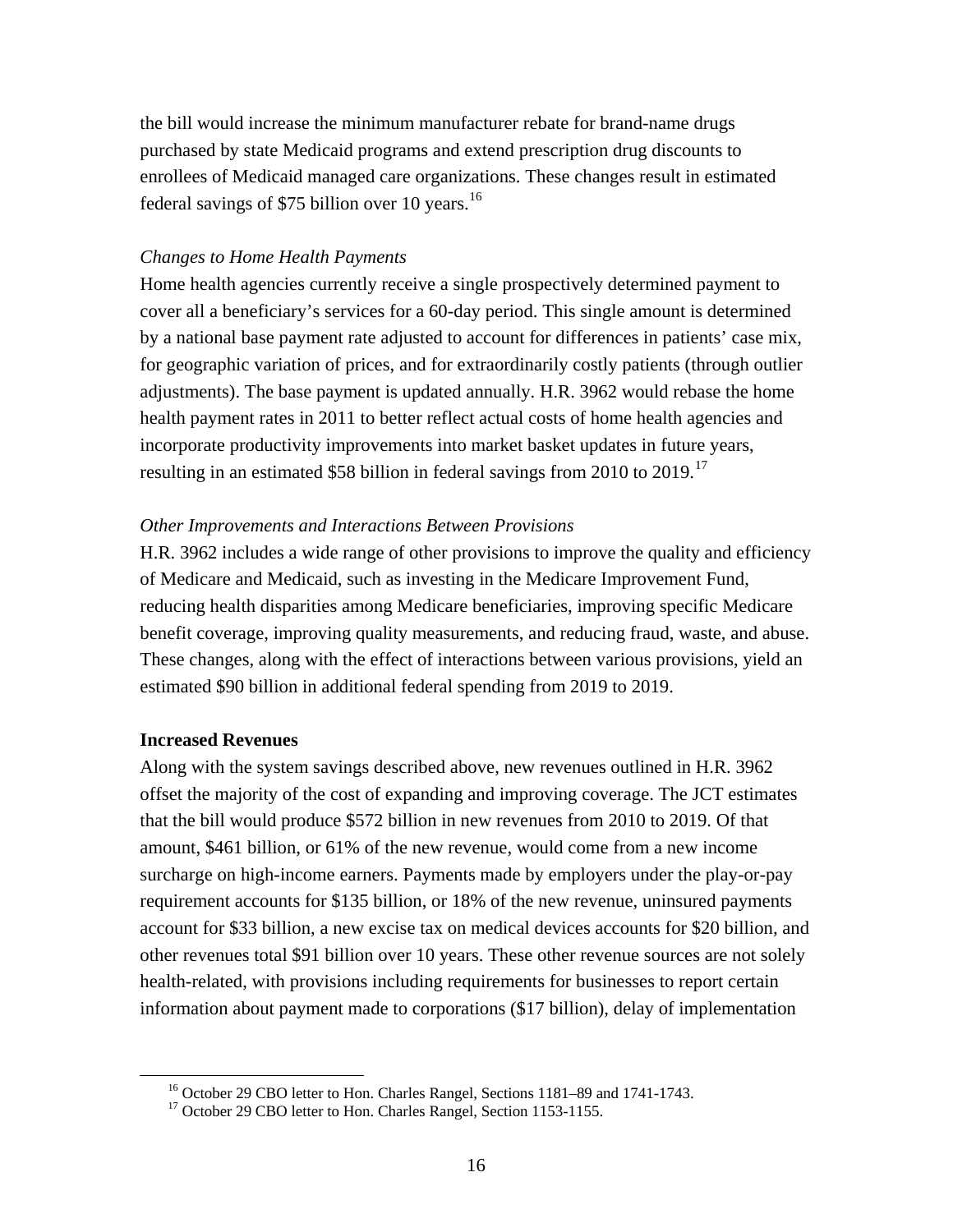the bill would increase the minimum manufacturer rebate for brand-name drugs purchased by state Medicaid programs and extend prescription drug discounts to enrollees of Medicaid managed care organizations. These changes result in estimated federal savings of $75 billion over 10 years.[16]

*Changes to Home Health Payments*

Home health agencies currently receive a single prospectively determined payment to cover all a beneficiary's services for a 60-day period. This single amount is determined by a national base payment rate adjusted to account for differences in patients' case mix, for geographic variation of prices, and for extraordinarily costly patients (through outlier adjustments). The base payment is updated annually. H.R. 3962 would rebase the home health payment rates in 2011 to better reflect actual costs of home health agencies and incorporate productivity improvements into market basket updates in future years, resulting in an estimated $58 billion in federal savings from 2010 to 2019.[17]

*Other Improvements and Interactions Between Provisions*

H.R. 3962 includes a wide range of other provisions to improve the quality and efficiency of Medicare and Medicaid, such as investing in the Medicare Improvement Fund, reducing health disparities among Medicare beneficiaries, improving specific Medicare benefit coverage, improving quality measurements, and reducing fraud, waste, and abuse. These changes, along with the effect of interactions between various provisions, yield an estimated $90 billion in additional federal spending from 2019 to 2019.

**Increased Revenues**

Along with the system savings described above, new revenues outlined in H.R. 3962 offset the majority of the cost of expanding and improving coverage. The JCT estimates that the bill would produce $572 billion in new revenues from 2010 to 2019. Of that amount, $461 billion, or 61% of the new revenue, would come from a new income surcharge on high-income earners. Payments made by employers under the play-or-pay requirement accounts for $135 billion, or 18% of the new revenue, uninsured payments account for $33 billion, a new excise tax on medical devices accounts for $20 billion, and other revenues total $91 billion over 10 years. These other revenue sources are not solely health-related, with provisions including requirements for businesses to report certain information about payment made to corporations ($17 billion), delay of implementation

[16] October 29 CBO letter to Hon. Charles Rangel, Sections 1181–89 and 1741-1743.

[17] October 29 CBO letter to Hon. Charles Rangel, Section 1153-1155.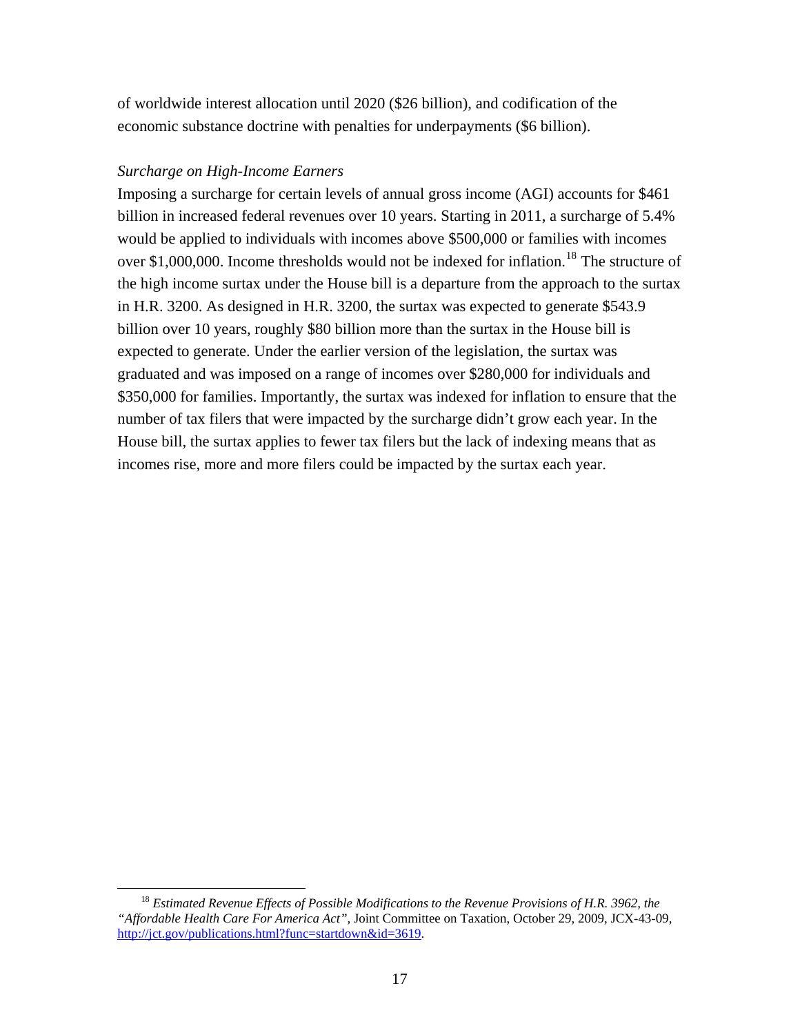of worldwide interest allocation until 2020 ($26 billion), and codification of the economic substance doctrine with penalties for underpayments ($6 billion).

*Surcharge on High-Income Earners*

Imposing a surcharge for certain levels of annual gross income (AGI) accounts for $461 billion in increased federal revenues over 10 years. Starting in 2011, a surcharge of 5.4% would be applied to individuals with incomes above $500,000 or families with incomes over $1,000,000. Income thresholds would not be indexed for inflation.[18] The structure of the high income surtax under the House bill is a departure from the approach to the surtax in H.R. 3200. As designed in H.R. 3200, the surtax was expected to generate $543.9 billion over 10 years, roughly $80 billion more than the surtax in the House bill is expected to generate. Under the earlier version of the legislation, the surtax was graduated and was imposed on a range of incomes over $280,000 for individuals and $350,000 for families. Importantly, the surtax was indexed for inflation to ensure that the number of tax filers that were impacted by the surcharge didn't grow each year. In the House bill, the surtax applies to fewer tax filers but the lack of indexing means that as incomes rise, more and more filers could be impacted by the surtax each year.

---

[18] *Estimated Revenue Effects of Possible Modifications to the Revenue Provisions of H.R. 3962, the "Affordable Health Care For America Act"*, Joint Committee on Taxation, October 29, 2009, JCX-43-09, http://jct.gov/publications.html?func=startdown&id=3619.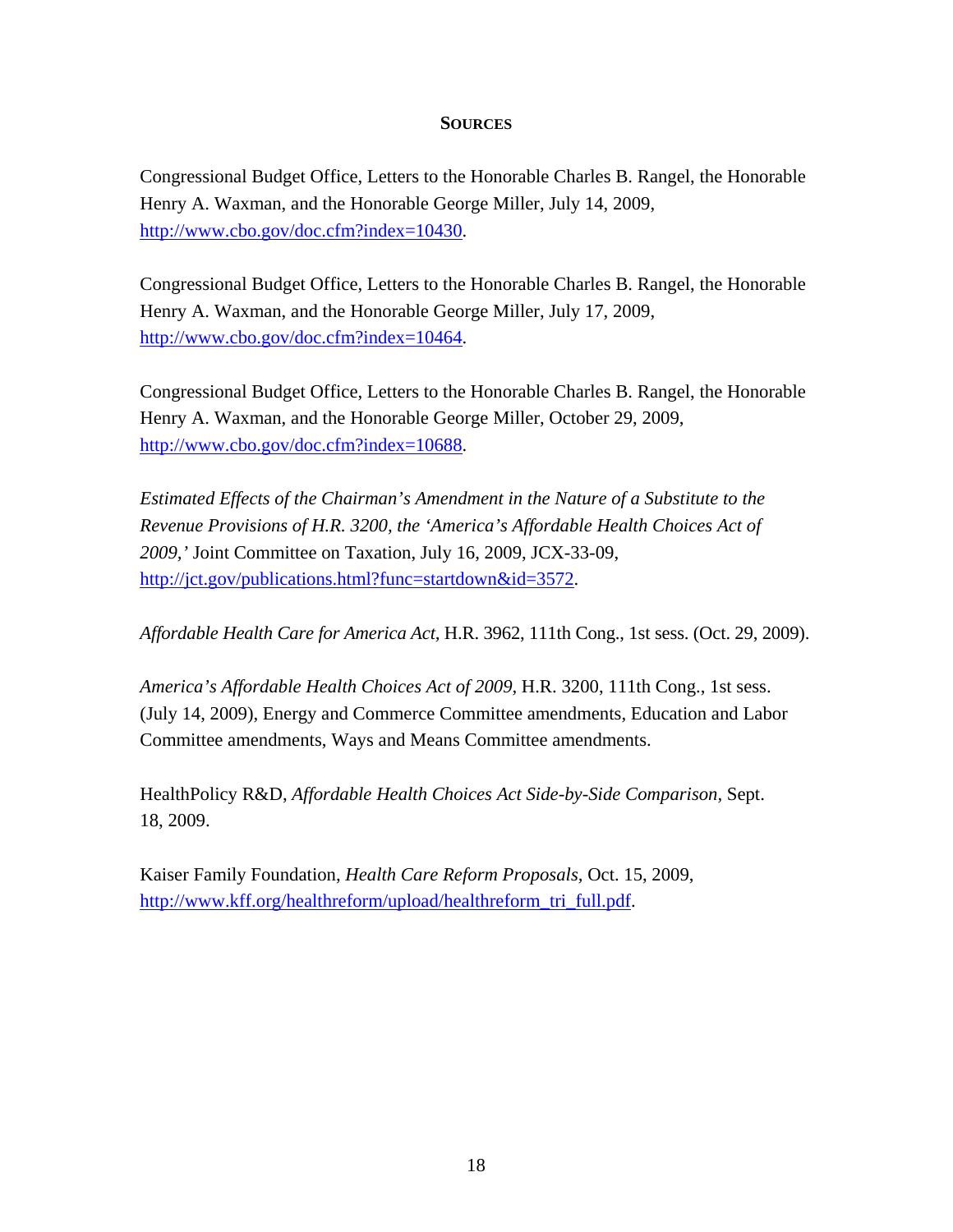## Sources

Congressional Budget Office, Letters to the Honorable Charles B. Rangel, the Honorable Henry A. Waxman, and the Honorable George Miller, July 14, 2009, http://www.cbo.gov/doc.cfm?index=10430.

Congressional Budget Office, Letters to the Honorable Charles B. Rangel, the Honorable Henry A. Waxman, and the Honorable George Miller, July 17, 2009, http://www.cbo.gov/doc.cfm?index=10464.

Congressional Budget Office, Letters to the Honorable Charles B. Rangel, the Honorable Henry A. Waxman, and the Honorable George Miller, October 29, 2009, http://www.cbo.gov/doc.cfm?index=10688.

*Estimated Effects of the Chairman's Amendment in the Nature of a Substitute to the Revenue Provisions of H.R. 3200, the 'America's Affordable Health Choices Act of 2009,'* Joint Committee on Taxation, July 16, 2009, JCX-33-09, http://jct.gov/publications.html?func=startdown&id=3572.

*Affordable Health Care for America Act,* H.R. 3962, 111th Cong., 1st sess. (Oct. 29, 2009).

*America's Affordable Health Choices Act of 2009,* H.R. 3200, 111th Cong., 1st sess. (July 14, 2009), Energy and Commerce Committee amendments, Education and Labor Committee amendments, Ways and Means Committee amendments.

HealthPolicy R&D, *Affordable Health Choices Act Side-by-Side Comparison,* Sept. 18, 2009.

Kaiser Family Foundation, *Health Care Reform Proposals,* Oct. 15, 2009, http://www.kff.org/healthreform/upload/healthreform_tri_full.pdf.